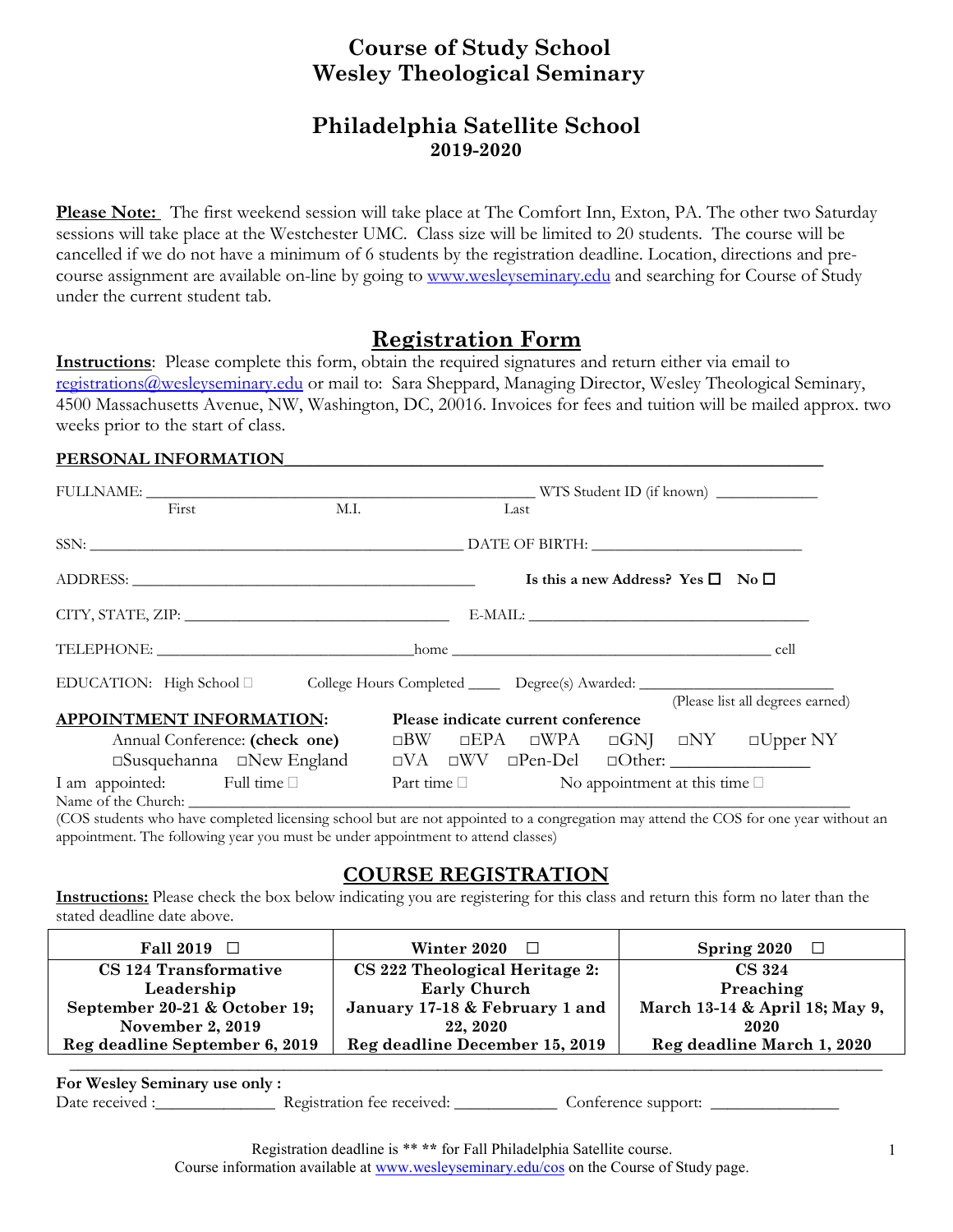# Course of Study School
# Wesley Theological Seminary

## Philadelphia Satellite School
**2019-2020**

**Please Note:** The first weekend session will take place at The Comfort Inn, Exton, PA. The other two Saturday sessions will take place at the Westchester UMC. Class size will be limited to 20 students. The course will be cancelled if we do not have a minimum of 6 students by the registration deadline. Location, directions and pre-course assignment are available on-line by going to www.wesleyseminary.edu and searching for Course of Study under the current student tab.

## Registration Form

**Instructions**: Please complete this form, obtain the required signatures and return either via email to registrations@wesleyseminary.edu or mail to: Sara Sheppard, Managing Director, Wesley Theological Seminary, 4500 Massachusetts Avenue, NW, Washington, DC, 20016. Invoices for fees and tuition will be mailed approx. two weeks prior to the start of class.

**PERSONAL INFORMATION**

FULLNAME: ______________________________________________ WTS Student ID (if known) ____________
First M.I. Last

SSN: ______________________________________________ DATE OF BIRTH: _________________________

ADDRESS: ________________________________________ **Is this a new Address? Yes ☐ No ☐**

CITY, STATE, ZIP: ________________________________ E-MAIL: ____________________________________

TELEPHONE: ______________________________home ________________________________________ cell

EDUCATION: High School ☐ College Hours Completed ____ Degree(s) Awarded: _______________________
(Please list all degrees earned)

**APPOINTMENT INFORMATION:**

Annual Conference: **(check one)**

**Please indicate current conference**

☐BW ☐EPA ☐WPA ☐GNJ ☐NY ☐Upper NY
☐Susquehanna ☐New England ☐VA ☐WV ☐Pen-Del ☐Other: _______________

I am appointed: Full time ☐ Part time ☐ No appointment at this time ☐

Name of the Church: ____________________________________________________________________________

(COS students who have completed licensing school but are not appointed to a congregation may attend the COS for one year without an appointment. The following year you must be under appointment to attend classes)

## COURSE REGISTRATION

**Instructions:** Please check the box below indicating you are registering for this class and return this form no later than the stated deadline date above.

| Fall 2019 ☐ | Winter 2020 ☐ | Spring 2020 ☐ |
|---|---|---|
| **CS 124 Transformative Leadership** | **CS 222 Theological Heritage 2: Early Church** | **CS 324 Preaching** |
| **September 20-21 & October 19; November 2, 2019** | **January 17-18 & February 1 and 22, 2020** | **March 13-14 & April 18; May 9, 2020** |
| **Reg deadline September 6, 2019** | **Reg deadline December 15, 2019** | **Reg deadline March 1, 2020** |

**For Wesley Seminary use only :**

Date received :______________ Registration fee received: ____________ Conference support: _______________

Registration deadline is ** ** for Fall Philadelphia Satellite course.
Course information available at www.wesleyseminary.edu/cos on the Course of Study page.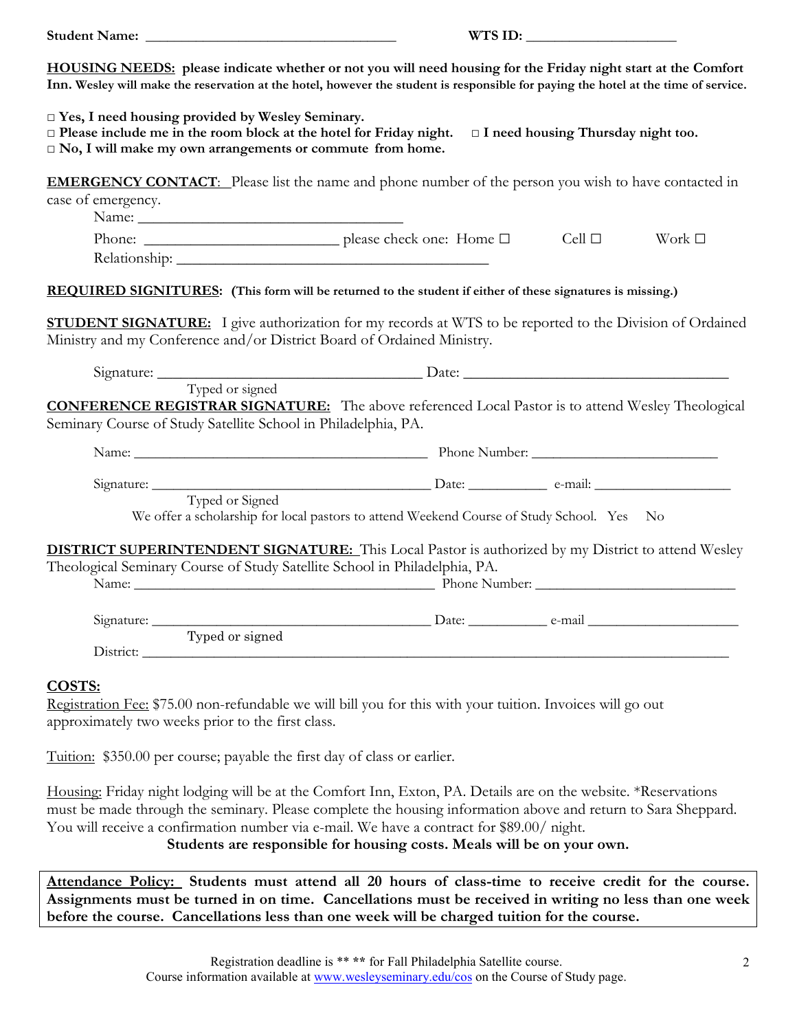**Student Name:** ___________________________________ **WTS ID:** ____________________

**HOUSING NEEDS: please indicate whether or not you will need housing for the Friday night start at the Comfort Inn. Wesley will make the reservation at the hotel, however the student is responsible for paying the hotel at the time of service.**

**□ Yes, I need housing provided by Wesley Seminary.**
**□ Please include me in the room block at the hotel for Friday night. □ I need housing Thursday night too.**
**□ No, I will make my own arrangements or commute from home.**

**EMERGENCY CONTACT**: Please list the name and phone number of the person you wish to have contacted in case of emergency.

Name: ____________________________________

Phone: _________________________ please check one: Home ☐ Cell ☐ Work ☐

Relationship: ________________________________________

**REQUIRED SIGNITURES: (This form will be returned to the student if either of these signatures is missing.)**

**STUDENT SIGNATURE:** I give authorization for my records at WTS to be reported to the Division of Ordained Ministry and my Conference and/or District Board of Ordained Ministry.

Signature: ____________________________________ Date: ____________________________________
Typed or signed

**CONFERENCE REGISTRAR SIGNATURE:** The above referenced Local Pastor is to attend Wesley Theological Seminary Course of Study Satellite School in Philadelphia, PA.

Name: ________________________________________ Phone Number: _________________________

Signature: ______________________________________ Date: ___________ e-mail: __________________
Typed or Signed

We offer a scholarship for local pastors to attend Weekend Course of Study School. Yes No

**DISTRICT SUPERINTENDENT SIGNATURE:** This Local Pastor is authorized by my District to attend Wesley Theological Seminary Course of Study Satellite School in Philadelphia, PA.

Name: __________________________________________ Phone Number: ___________________________

Signature: ______________________________________ Date: ___________ e-mail ____________________
Typed or signed

District: _______________________________________________________________________________

## COSTS:

Registration Fee: $75.00 non-refundable we will bill you for this with your tuition. Invoices will go out approximately two weeks prior to the first class.

Tuition: $350.00 per course; payable the first day of class or earlier.

Housing: Friday night lodging will be at the Comfort Inn, Exton, PA. Details are on the website. *Reservations must be made through the seminary. Please complete the housing information above and return to Sara Sheppard. You will receive a confirmation number via e-mail. We have a contract for $89.00/ night.

**Students are responsible for housing costs. Meals will be on your own.**

**Attendance Policy: Students must attend all 20 hours of class-time to receive credit for the course. Assignments must be turned in on time. Cancellations must be received in writing no less than one week before the course. Cancellations less than one week will be charged tuition for the course.**

Registration deadline is ** ** for Fall Philadelphia Satellite course.
Course information available at www.wesleyseminary.edu/cos on the Course of Study page.